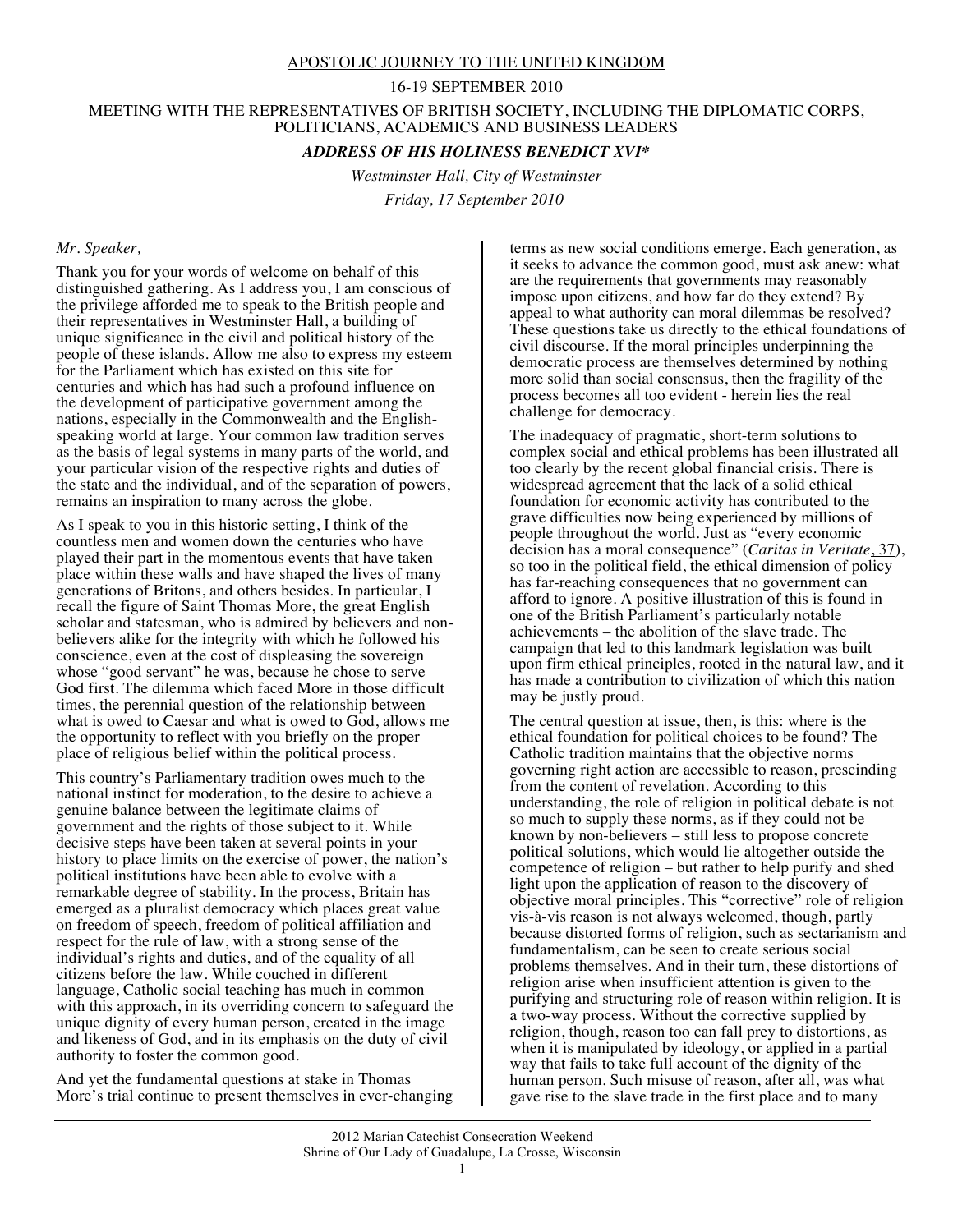APOSTOLIC JOURNEY TO THE UNITED KINGDOM

16-19 SEPTEMBER 2010

MEETING WITH THE REPRESENTATIVES OF BRITISH SOCIETY, INCLUDING THE DIPLOMATIC CORPS, POLITICIANS, ACADEMICS AND BUSINESS LEADERS

# *ADDRESS OF HIS HOLINESS BENEDICT XVI**

*Westminster Hall, City of Westminster*

*Friday, 17 September 2010*

*Mr. Speaker,*

Thank you for your words of welcome on behalf of this distinguished gathering. As I address you, I am conscious of the privilege afforded me to speak to the British people and their representatives in Westminster Hall, a building of unique significance in the civil and political history of the people of these islands. Allow me also to express my esteem for the Parliament which has existed on this site for centuries and which has had such a profound influence on the development of participative government among the nations, especially in the Commonwealth and the English-speaking world at large. Your common law tradition serves as the basis of legal systems in many parts of the world, and your particular vision of the respective rights and duties of the state and the individual, and of the separation of powers, remains an inspiration to many across the globe.

As I speak to you in this historic setting, I think of the countless men and women down the centuries who have played their part in the momentous events that have taken place within these walls and have shaped the lives of many generations of Britons, and others besides. In particular, I recall the figure of Saint Thomas More, the great English scholar and statesman, who is admired by believers and non-believers alike for the integrity with which he followed his conscience, even at the cost of displeasing the sovereign whose "good servant" he was, because he chose to serve God first. The dilemma which faced More in those difficult times, the perennial question of the relationship between what is owed to Caesar and what is owed to God, allows me the opportunity to reflect with you briefly on the proper place of religious belief within the political process.

This country's Parliamentary tradition owes much to the national instinct for moderation, to the desire to achieve a genuine balance between the legitimate claims of government and the rights of those subject to it. While decisive steps have been taken at several points in your history to place limits on the exercise of power, the nation's political institutions have been able to evolve with a remarkable degree of stability. In the process, Britain has emerged as a pluralist democracy which places great value on freedom of speech, freedom of political affiliation and respect for the rule of law, with a strong sense of the individual's rights and duties, and of the equality of all citizens before the law. While couched in different language, Catholic social teaching has much in common with this approach, in its overriding concern to safeguard the unique dignity of every human person, created in the image and likeness of God, and in its emphasis on the duty of civil authority to foster the common good.

And yet the fundamental questions at stake in Thomas More's trial continue to present themselves in ever-changing terms as new social conditions emerge. Each generation, as it seeks to advance the common good, must ask anew: what are the requirements that governments may reasonably impose upon citizens, and how far do they extend? By appeal to what authority can moral dilemmas be resolved? These questions take us directly to the ethical foundations of civil discourse. If the moral principles underpinning the democratic process are themselves determined by nothing more solid than social consensus, then the fragility of the process becomes all too evident - herein lies the real challenge for democracy.

The inadequacy of pragmatic, short-term solutions to complex social and ethical problems has been illustrated all too clearly by the recent global financial crisis. There is widespread agreement that the lack of a solid ethical foundation for economic activity has contributed to the grave difficulties now being experienced by millions of people throughout the world. Just as "every economic decision has a moral consequence" (*Caritas in Veritate*, 37), so too in the political field, the ethical dimension of policy has far-reaching consequences that no government can afford to ignore. A positive illustration of this is found in one of the British Parliament's particularly notable achievements – the abolition of the slave trade. The campaign that led to this landmark legislation was built upon firm ethical principles, rooted in the natural law, and it has made a contribution to civilization of which this nation may be justly proud.

The central question at issue, then, is this: where is the ethical foundation for political choices to be found? The Catholic tradition maintains that the objective norms governing right action are accessible to reason, prescinding from the content of revelation. According to this understanding, the role of religion in political debate is not so much to supply these norms, as if they could not be known by non-believers – still less to propose concrete political solutions, which would lie altogether outside the competence of religion – but rather to help purify and shed light upon the application of reason to the discovery of objective moral principles. This "corrective" role of religion vis-à-vis reason is not always welcomed, though, partly because distorted forms of religion, such as sectarianism and fundamentalism, can be seen to create serious social problems themselves. And in their turn, these distortions of religion arise when insufficient attention is given to the purifying and structuring role of reason within religion. It is a two-way process. Without the corrective supplied by religion, though, reason too can fall prey to distortions, as when it is manipulated by ideology, or applied in a partial way that fails to take full account of the dignity of the human person. Such misuse of reason, after all, was what gave rise to the slave trade in the first place and to many

2012 Marian Catechist Consecration Weekend
Shrine of Our Lady of Guadalupe, La Crosse, Wisconsin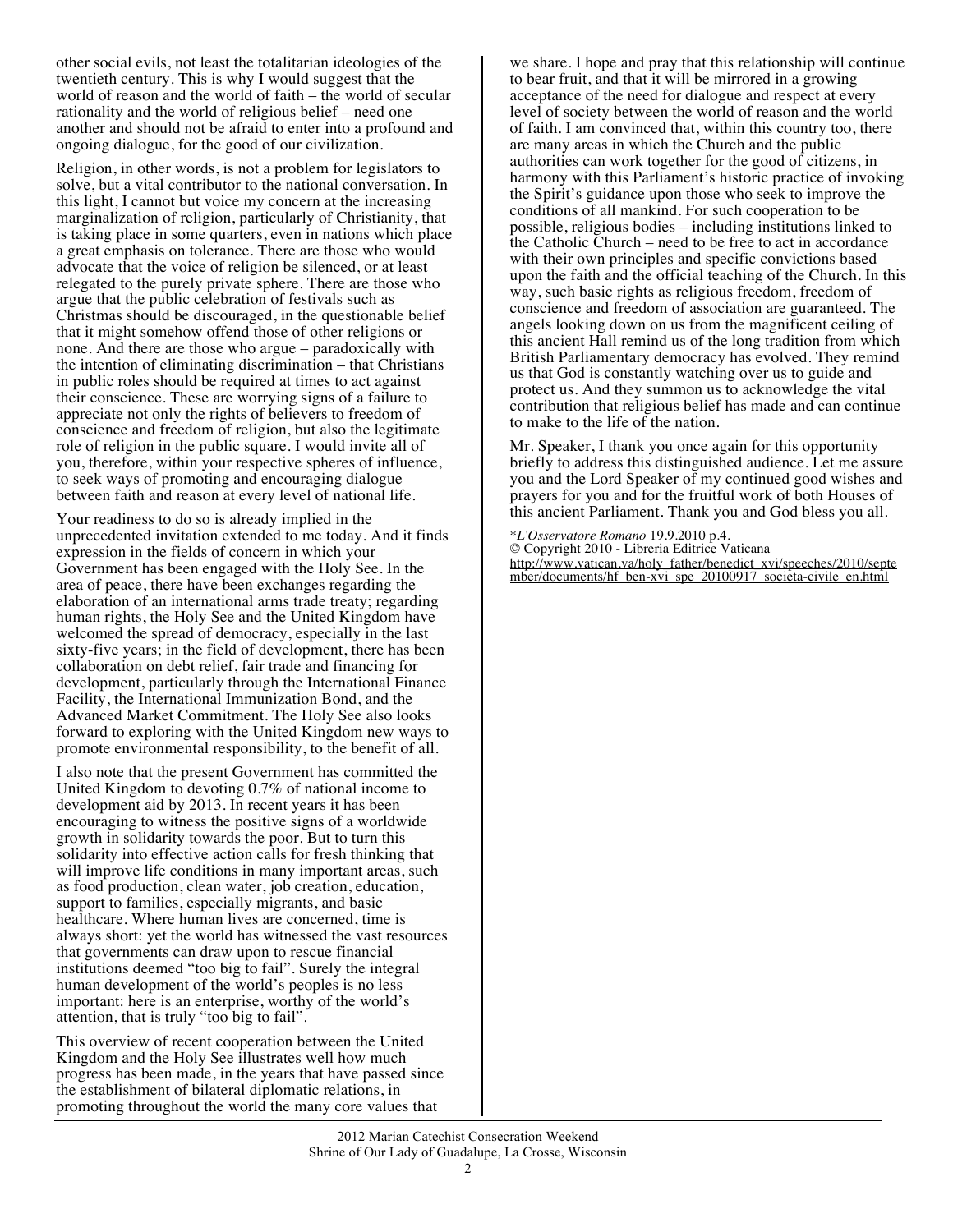other social evils, not least the totalitarian ideologies of the twentieth century. This is why I would suggest that the world of reason and the world of faith – the world of secular rationality and the world of religious belief – need one another and should not be afraid to enter into a profound and ongoing dialogue, for the good of our civilization.

Religion, in other words, is not a problem for legislators to solve, but a vital contributor to the national conversation. In this light, I cannot but voice my concern at the increasing marginalization of religion, particularly of Christianity, that is taking place in some quarters, even in nations which place a great emphasis on tolerance. There are those who would advocate that the voice of religion be silenced, or at least relegated to the purely private sphere. There are those who argue that the public celebration of festivals such as Christmas should be discouraged, in the questionable belief that it might somehow offend those of other religions or none. And there are those who argue – paradoxically with the intention of eliminating discrimination – that Christians in public roles should be required at times to act against their conscience. These are worrying signs of a failure to appreciate not only the rights of believers to freedom of conscience and freedom of religion, but also the legitimate role of religion in the public square. I would invite all of you, therefore, within your respective spheres of influence, to seek ways of promoting and encouraging dialogue between faith and reason at every level of national life.

Your readiness to do so is already implied in the unprecedented invitation extended to me today. And it finds expression in the fields of concern in which your Government has been engaged with the Holy See. In the area of peace, there have been exchanges regarding the elaboration of an international arms trade treaty; regarding human rights, the Holy See and the United Kingdom have welcomed the spread of democracy, especially in the last sixty-five years; in the field of development, there has been collaboration on debt relief, fair trade and financing for development, particularly through the International Finance Facility, the International Immunization Bond, and the Advanced Market Commitment. The Holy See also looks forward to exploring with the United Kingdom new ways to promote environmental responsibility, to the benefit of all.

I also note that the present Government has committed the United Kingdom to devoting 0.7% of national income to development aid by 2013. In recent years it has been encouraging to witness the positive signs of a worldwide growth in solidarity towards the poor. But to turn this solidarity into effective action calls for fresh thinking that will improve life conditions in many important areas, such as food production, clean water, job creation, education, support to families, especially migrants, and basic healthcare. Where human lives are concerned, time is always short: yet the world has witnessed the vast resources that governments can draw upon to rescue financial institutions deemed "too big to fail". Surely the integral human development of the world's peoples is no less important: here is an enterprise, worthy of the world's attention, that is truly "too big to fail".

This overview of recent cooperation between the United Kingdom and the Holy See illustrates well how much progress has been made, in the years that have passed since the establishment of bilateral diplomatic relations, in promoting throughout the world the many core values that we share. I hope and pray that this relationship will continue to bear fruit, and that it will be mirrored in a growing acceptance of the need for dialogue and respect at every level of society between the world of reason and the world of faith. I am convinced that, within this country too, there are many areas in which the Church and the public authorities can work together for the good of citizens, in harmony with this Parliament's historic practice of invoking the Spirit's guidance upon those who seek to improve the conditions of all mankind. For such cooperation to be possible, religious bodies – including institutions linked to the Catholic Church – need to be free to act in accordance with their own principles and specific convictions based upon the faith and the official teaching of the Church. In this way, such basic rights as religious freedom, freedom of conscience and freedom of association are guaranteed. The angels looking down on us from the magnificent ceiling of this ancient Hall remind us of the long tradition from which British Parliamentary democracy has evolved. They remind us that God is constantly watching over us to guide and protect us. And they summon us to acknowledge the vital contribution that religious belief has made and can continue to make to the life of the nation.

Mr. Speaker, I thank you once again for this opportunity briefly to address this distinguished audience. Let me assure you and the Lord Speaker of my continued good wishes and prayers for you and for the fruitful work of both Houses of this ancient Parliament. Thank you and God bless you all.

*_L'Osservatore Romano_ 19.9.2010 p.4.
© Copyright 2010 - Libreria Editrice Vaticana
http://www.vatican.va/holy_father/benedict_xvi/speeches/2010/september/documents/hf_ben-xvi_spe_20100917_societa-civile_en.html

2012 Marian Catechist Consecration Weekend
Shrine of Our Lady of Guadalupe, La Crosse, Wisconsin